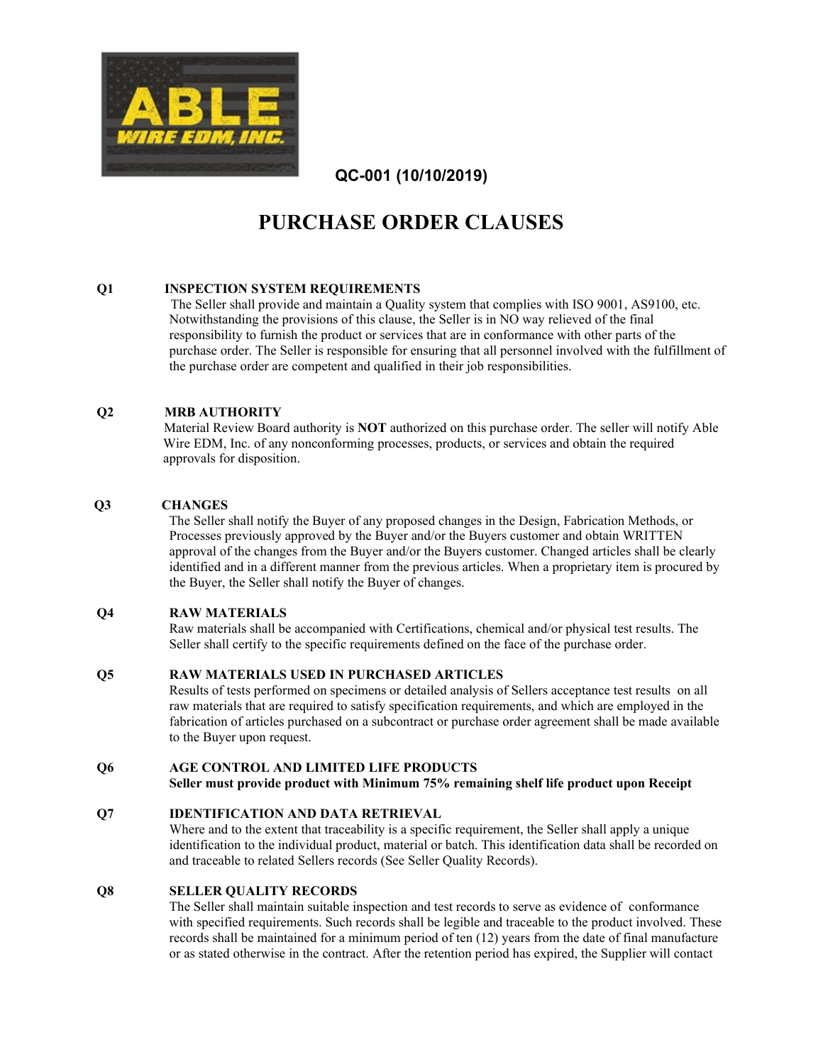ABLE WIRE EDM, INC.

**QC-001 (10/10/2019)**

# PURCHASE ORDER CLAUSES

**Q1 INSPECTION SYSTEM REQUIREMENTS**

The Seller shall provide and maintain a Quality system that complies with ISO 9001, AS9100, etc. Notwithstanding the provisions of this clause, the Seller is in NO way relieved of the final responsibility to furnish the product or services that are in conformance with other parts of the purchase order. The Seller is responsible for ensuring that all personnel involved with the fulfillment of the purchase order are competent and qualified in their job responsibilities.

**Q2 MRB AUTHORITY**

Material Review Board authority is **NOT** authorized on this purchase order. The seller will notify Able Wire EDM, Inc. of any nonconforming processes, products, or services and obtain the required approvals for disposition.

**Q3 CHANGES**

The Seller shall notify the Buyer of any proposed changes in the Design, Fabrication Methods, or Processes previously approved by the Buyer and/or the Buyers customer and obtain WRITTEN approval of the changes from the Buyer and/or the Buyers customer. Changed articles shall be clearly identified and in a different manner from the previous articles. When a proprietary item is procured by the Buyer, the Seller shall notify the Buyer of changes.

**Q4 RAW MATERIALS**

Raw materials shall be accompanied with Certifications, chemical and/or physical test results. The Seller shall certify to the specific requirements defined on the face of the purchase order.

**Q5 RAW MATERIALS USED IN PURCHASED ARTICLES**

Results of tests performed on specimens or detailed analysis of Sellers acceptance test results on all raw materials that are required to satisfy specification requirements, and which are employed in the fabrication of articles purchased on a subcontract or purchase order agreement shall be made available to the Buyer upon request.

**Q6 AGE CONTROL AND LIMITED LIFE PRODUCTS**

**Seller must provide product with Minimum 75% remaining shelf life product upon Receipt**

**Q7 IDENTIFICATION AND DATA RETRIEVAL**

Where and to the extent that traceability is a specific requirement, the Seller shall apply a unique identification to the individual product, material or batch. This identification data shall be recorded on and traceable to related Sellers records (See Seller Quality Records).

**Q8 SELLER QUALITY RECORDS**

The Seller shall maintain suitable inspection and test records to serve as evidence of conformance with specified requirements. Such records shall be legible and traceable to the product involved. These records shall be maintained for a minimum period of ten (12) years from the date of final manufacture or as stated otherwise in the contract. After the retention period has expired, the Supplier will contact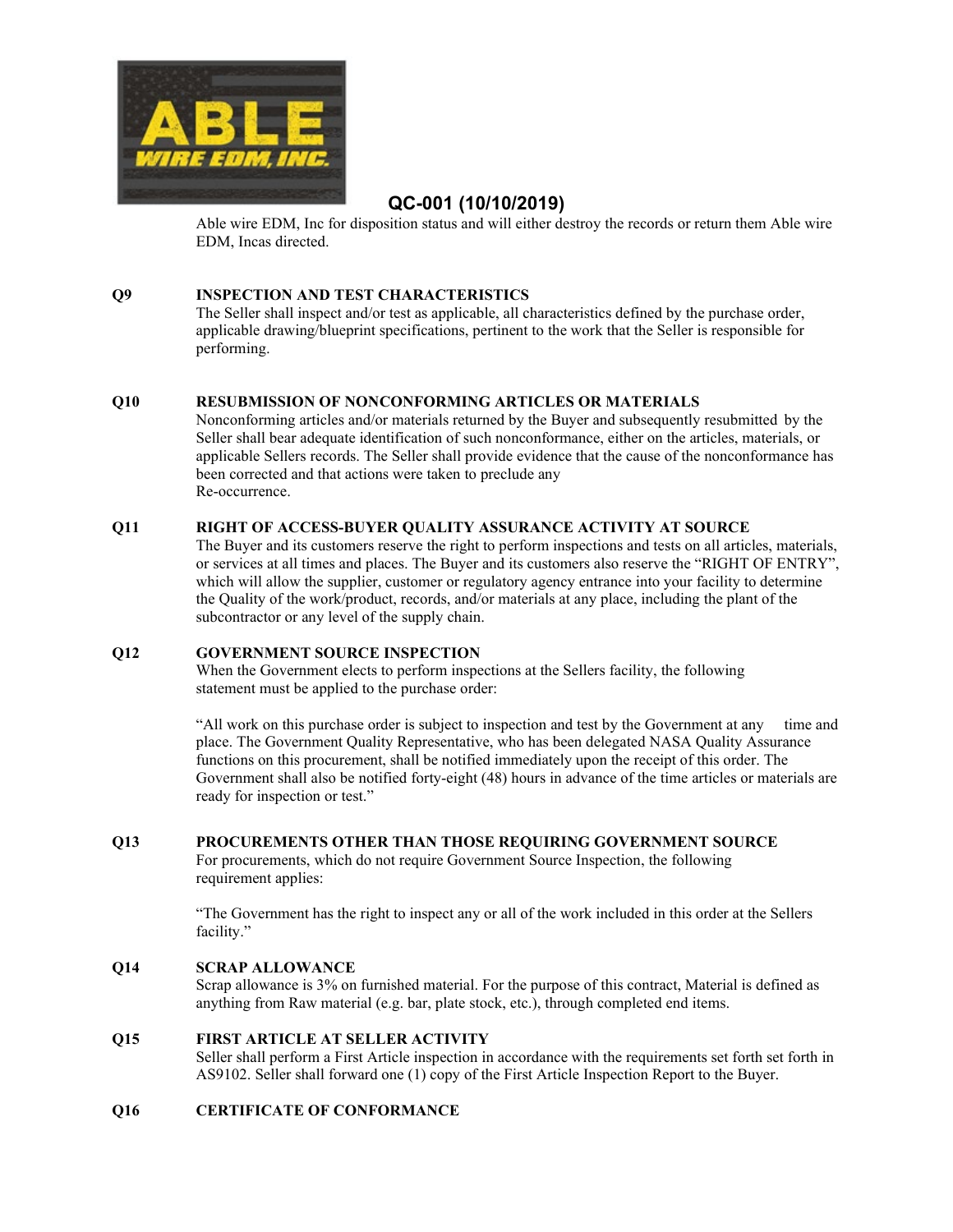Able wire EDM, Inc for disposition status and will either destroy the records or return them Able wire EDM, Incas directed.

**Q9 INSPECTION AND TEST CHARACTERISTICS**

The Seller shall inspect and/or test as applicable, all characteristics defined by the purchase order, applicable drawing/blueprint specifications, pertinent to the work that the Seller is responsible for performing.

**Q10 RESUBMISSION OF NONCONFORMING ARTICLES OR MATERIALS**

Nonconforming articles and/or materials returned by the Buyer and subsequently resubmitted by the Seller shall bear adequate identification of such nonconformance, either on the articles, materials, or applicable Sellers records. The Seller shall provide evidence that the cause of the nonconformance has been corrected and that actions were taken to preclude any Re-occurrence.

**Q11 RIGHT OF ACCESS-BUYER QUALITY ASSURANCE ACTIVITY AT SOURCE**

The Buyer and its customers reserve the right to perform inspections and tests on all articles, materials, or services at all times and places. The Buyer and its customers also reserve the "RIGHT OF ENTRY", which will allow the supplier, customer or regulatory agency entrance into your facility to determine the Quality of the work/product, records, and/or materials at any place, including the plant of the subcontractor or any level of the supply chain.

**Q12 GOVERNMENT SOURCE INSPECTION**

When the Government elects to perform inspections at the Sellers facility, the following statement must be applied to the purchase order:

"All work on this purchase order is subject to inspection and test by the Government at any time and place. The Government Quality Representative, who has been delegated NASA Quality Assurance functions on this procurement, shall be notified immediately upon the receipt of this order. The Government shall also be notified forty-eight (48) hours in advance of the time articles or materials are ready for inspection or test."

**Q13 PROCUREMENTS OTHER THAN THOSE REQUIRING GOVERNMENT SOURCE**

For procurements, which do not require Government Source Inspection, the following requirement applies:

"The Government has the right to inspect any or all of the work included in this order at the Sellers facility."

**Q14 SCRAP ALLOWANCE**

Scrap allowance is 3% on furnished material. For the purpose of this contract, Material is defined as anything from Raw material (e.g. bar, plate stock, etc.), through completed end items.

**Q15 FIRST ARTICLE AT SELLER ACTIVITY**

Seller shall perform a First Article inspection in accordance with the requirements set forth set forth in AS9102. Seller shall forward one (1) copy of the First Article Inspection Report to the Buyer.

**Q16 CERTIFICATE OF CONFORMANCE**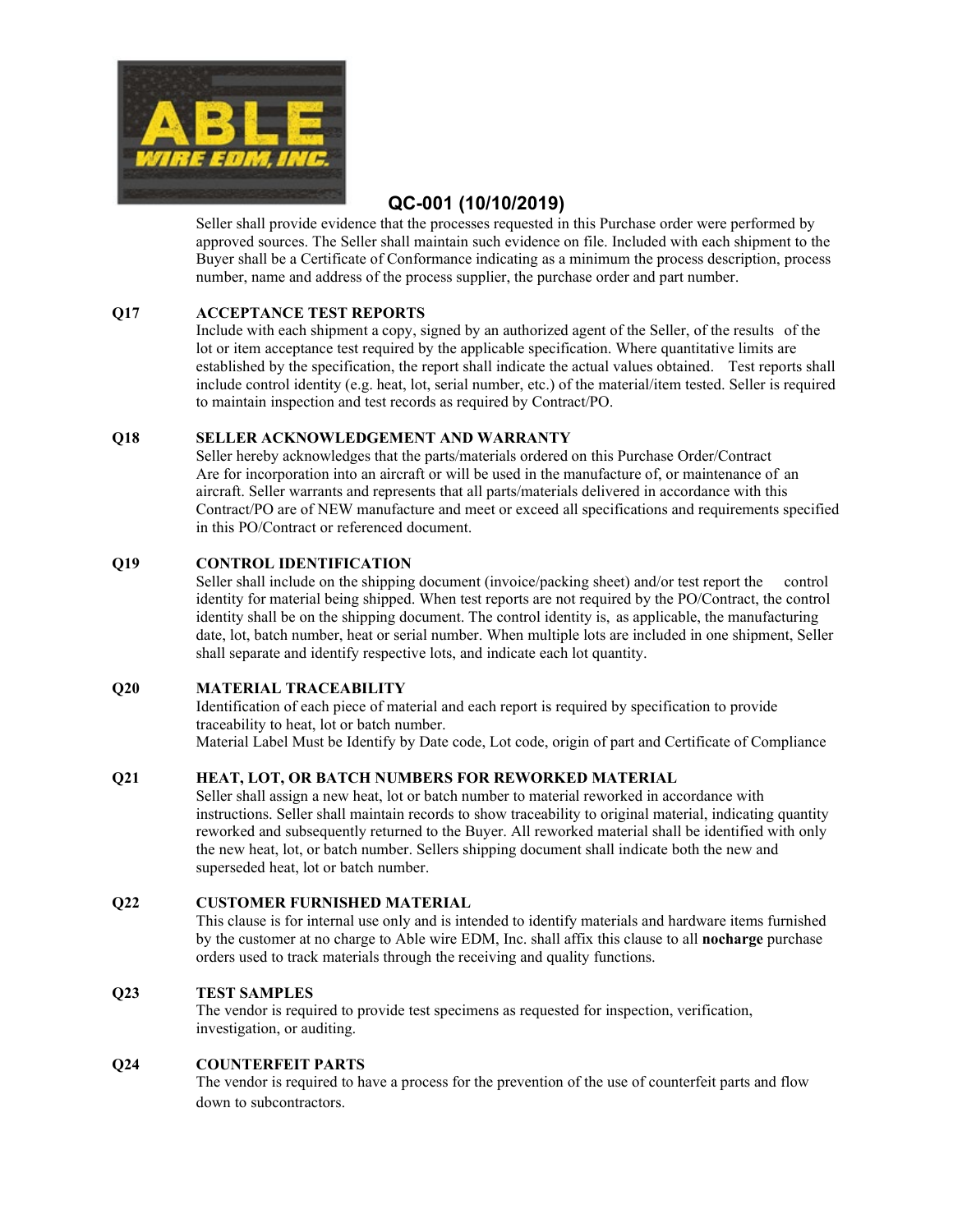**QC-001 (10/10/2019)**

Seller shall provide evidence that the processes requested in this Purchase order were performed by approved sources. The Seller shall maintain such evidence on file. Included with each shipment to the Buyer shall be a Certificate of Conformance indicating as a minimum the process description, process number, name and address of the process supplier, the purchase order and part number.

**Q17 ACCEPTANCE TEST REPORTS**

Include with each shipment a copy, signed by an authorized agent of the Seller, of the results of the lot or item acceptance test required by the applicable specification. Where quantitative limits are established by the specification, the report shall indicate the actual values obtained. Test reports shall include control identity (e.g. heat, lot, serial number, etc.) of the material/item tested. Seller is required to maintain inspection and test records as required by Contract/PO.

**Q18 SELLER ACKNOWLEDGEMENT AND WARRANTY**

Seller hereby acknowledges that the parts/materials ordered on this Purchase Order/Contract Are for incorporation into an aircraft or will be used in the manufacture of, or maintenance of an aircraft. Seller warrants and represents that all parts/materials delivered in accordance with this Contract/PO are of NEW manufacture and meet or exceed all specifications and requirements specified in this PO/Contract or referenced document.

**Q19 CONTROL IDENTIFICATION**

Seller shall include on the shipping document (invoice/packing sheet) and/or test report the control identity for material being shipped. When test reports are not required by the PO/Contract, the control identity shall be on the shipping document. The control identity is, as applicable, the manufacturing date, lot, batch number, heat or serial number. When multiple lots are included in one shipment, Seller shall separate and identify respective lots, and indicate each lot quantity.

**Q20 MATERIAL TRACEABILITY**

Identification of each piece of material and each report is required by specification to provide traceability to heat, lot or batch number.
Material Label Must be Identify by Date code, Lot code, origin of part and Certificate of Compliance

**Q21 HEAT, LOT, OR BATCH NUMBERS FOR REWORKED MATERIAL**

Seller shall assign a new heat, lot or batch number to material reworked in accordance with instructions. Seller shall maintain records to show traceability to original material, indicating quantity reworked and subsequently returned to the Buyer. All reworked material shall be identified with only the new heat, lot, or batch number. Sellers shipping document shall indicate both the new and superseded heat, lot or batch number.

**Q22 CUSTOMER FURNISHED MATERIAL**

This clause is for internal use only and is intended to identify materials and hardware items furnished by the customer at no charge to Able wire EDM, Inc. shall affix this clause to all **nocharge** purchase orders used to track materials through the receiving and quality functions.

**Q23 TEST SAMPLES**

The vendor is required to provide test specimens as requested for inspection, verification, investigation, or auditing.

**Q24 COUNTERFEIT PARTS**

The vendor is required to have a process for the prevention of the use of counterfeit parts and flow down to subcontractors.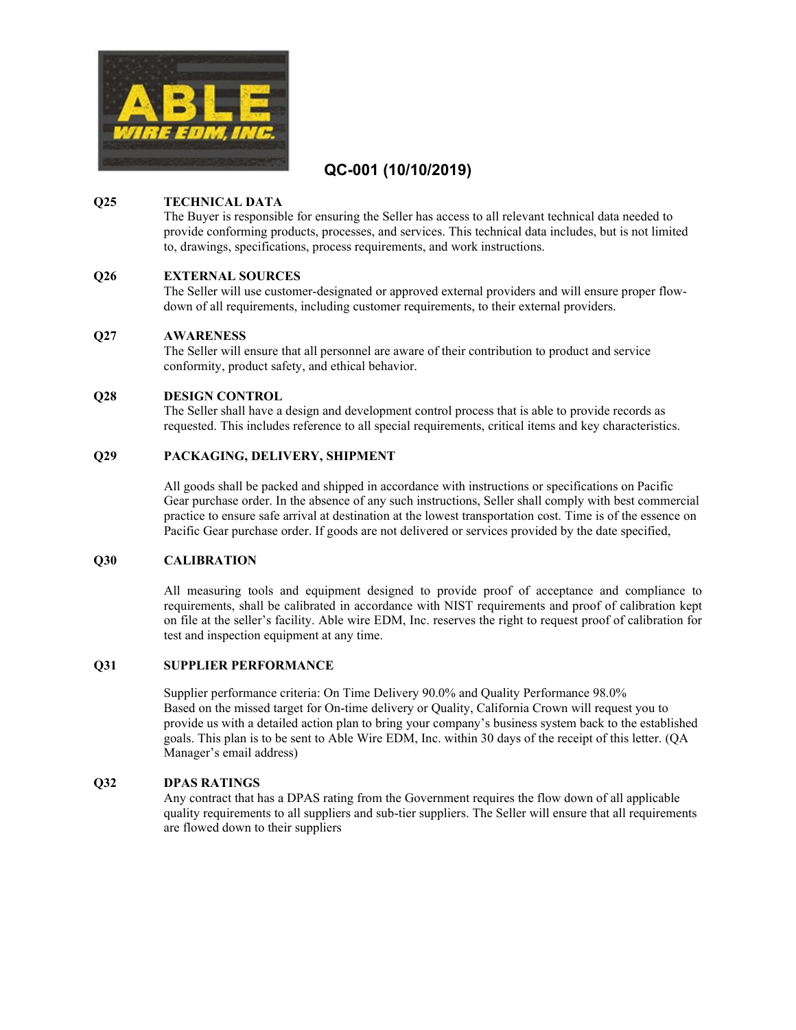QC-001 (10/10/2019)

**Q25 TECHNICAL DATA**

The Buyer is responsible for ensuring the Seller has access to all relevant technical data needed to provide conforming products, processes, and services. This technical data includes, but is not limited to, drawings, specifications, process requirements, and work instructions.

**Q26 EXTERNAL SOURCES**

The Seller will use customer-designated or approved external providers and will ensure proper flow-down of all requirements, including customer requirements, to their external providers.

**Q27 AWARENESS**

The Seller will ensure that all personnel are aware of their contribution to product and service conformity, product safety, and ethical behavior.

**Q28 DESIGN CONTROL**

The Seller shall have a design and development control process that is able to provide records as requested. This includes reference to all special requirements, critical items and key characteristics.

**Q29 PACKAGING, DELIVERY, SHIPMENT**

All goods shall be packed and shipped in accordance with instructions or specifications on Pacific Gear purchase order. In the absence of any such instructions, Seller shall comply with best commercial practice to ensure safe arrival at destination at the lowest transportation cost. Time is of the essence on Pacific Gear purchase order. If goods are not delivered or services provided by the date specified,

**Q30 CALIBRATION**

All measuring tools and equipment designed to provide proof of acceptance and compliance to requirements, shall be calibrated in accordance with NIST requirements and proof of calibration kept on file at the seller's facility. Able wire EDM, Inc. reserves the right to request proof of calibration for test and inspection equipment at any time.

**Q31 SUPPLIER PERFORMANCE**

Supplier performance criteria: On Time Delivery 90.0% and Quality Performance 98.0%
Based on the missed target for On-time delivery or Quality, California Crown will request you to provide us with a detailed action plan to bring your company's business system back to the established goals. This plan is to be sent to Able Wire EDM, Inc. within 30 days of the receipt of this letter. (QA Manager's email address)

**Q32 DPAS RATINGS**

Any contract that has a DPAS rating from the Government requires the flow down of all applicable quality requirements to all suppliers and sub-tier suppliers. The Seller will ensure that all requirements are flowed down to their suppliers